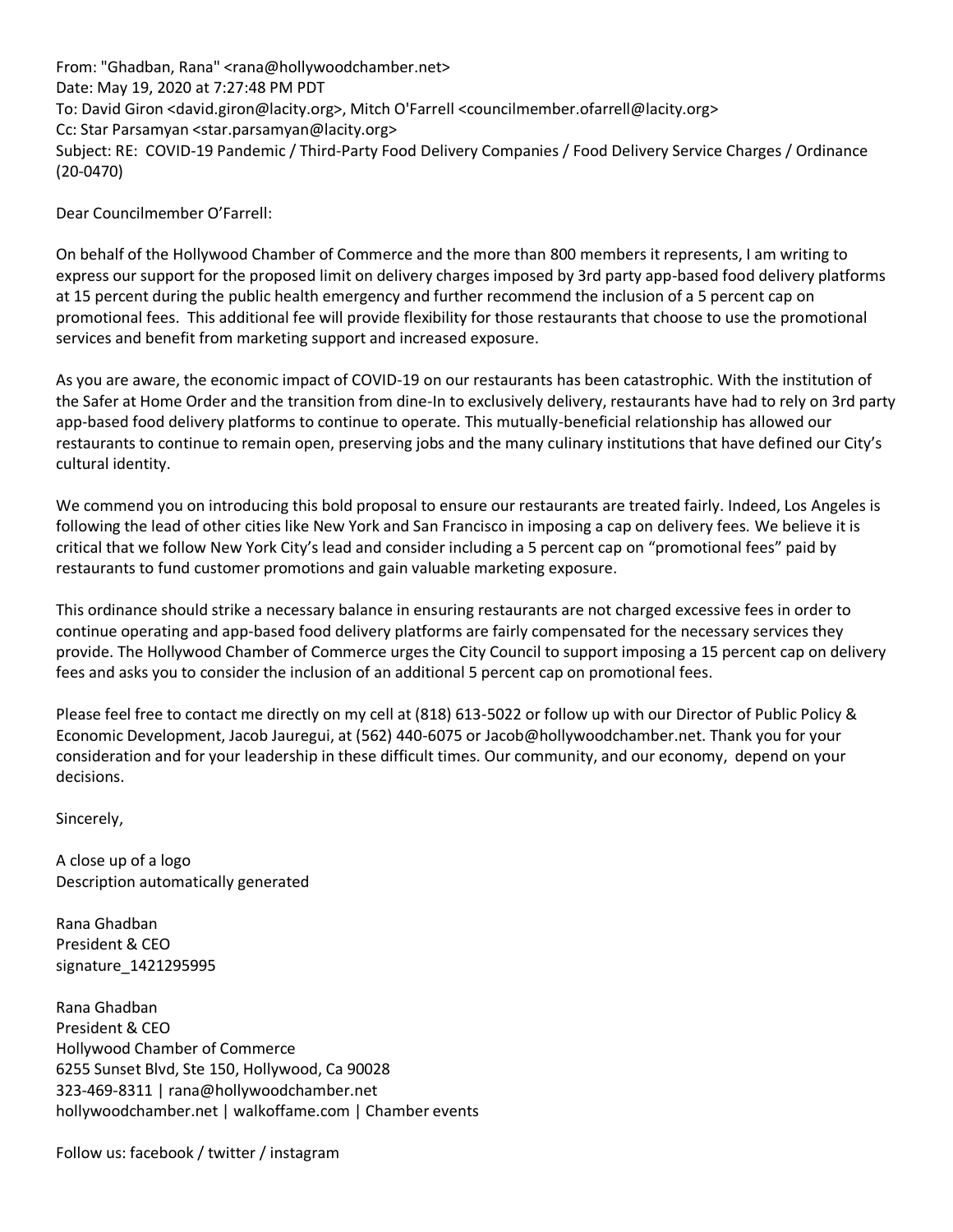From: "Ghadban, Rana" <rana@hollywoodchamber.net>
Date: May 19, 2020 at 7:27:48 PM PDT
To: David Giron <david.giron@lacity.org>, Mitch O'Farrell <councilmember.ofarrell@lacity.org>
Cc: Star Parsamyan <star.parsamyan@lacity.org>
Subject: RE: COVID-19 Pandemic / Third-Party Food Delivery Companies / Food Delivery Service Charges / Ordinance (20-0470)

Dear Councilmember O'Farrell:

On behalf of the Hollywood Chamber of Commerce and the more than 800 members it represents, I am writing to express our support for the proposed limit on delivery charges imposed by 3rd party app-based food delivery platforms at 15 percent during the public health emergency and further recommend the inclusion of a 5 percent cap on promotional fees. This additional fee will provide flexibility for those restaurants that choose to use the promotional services and benefit from marketing support and increased exposure.

As you are aware, the economic impact of COVID-19 on our restaurants has been catastrophic. With the institution of the Safer at Home Order and the transition from dine-In to exclusively delivery, restaurants have had to rely on 3rd party app-based food delivery platforms to continue to operate. This mutually-beneficial relationship has allowed our restaurants to continue to remain open, preserving jobs and the many culinary institutions that have defined our City's cultural identity.

We commend you on introducing this bold proposal to ensure our restaurants are treated fairly. Indeed, Los Angeles is following the lead of other cities like New York and San Francisco in imposing a cap on delivery fees. We believe it is critical that we follow New York City's lead and consider including a 5 percent cap on "promotional fees" paid by restaurants to fund customer promotions and gain valuable marketing exposure.

This ordinance should strike a necessary balance in ensuring restaurants are not charged excessive fees in order to continue operating and app-based food delivery platforms are fairly compensated for the necessary services they provide. The Hollywood Chamber of Commerce urges the City Council to support imposing a 15 percent cap on delivery fees and asks you to consider the inclusion of an additional 5 percent cap on promotional fees.

Please feel free to contact me directly on my cell at (818) 613-5022 or follow up with our Director of Public Policy & Economic Development, Jacob Jauregui, at (562) 440-6075 or Jacob@hollywoodchamber.net. Thank you for your consideration and for your leadership in these difficult times. Our community, and our economy, depend on your decisions.

Sincerely,

A close up of a logo
Description automatically generated

Rana Ghadban
President & CEO
signature_1421295995

Rana Ghadban
President & CEO
Hollywood Chamber of Commerce
6255 Sunset Blvd, Ste 150, Hollywood, Ca 90028
323-469-8311 | rana@hollywoodchamber.net
hollywoodchamber.net | walkoffame.com | Chamber events

Follow us: facebook / twitter / instagram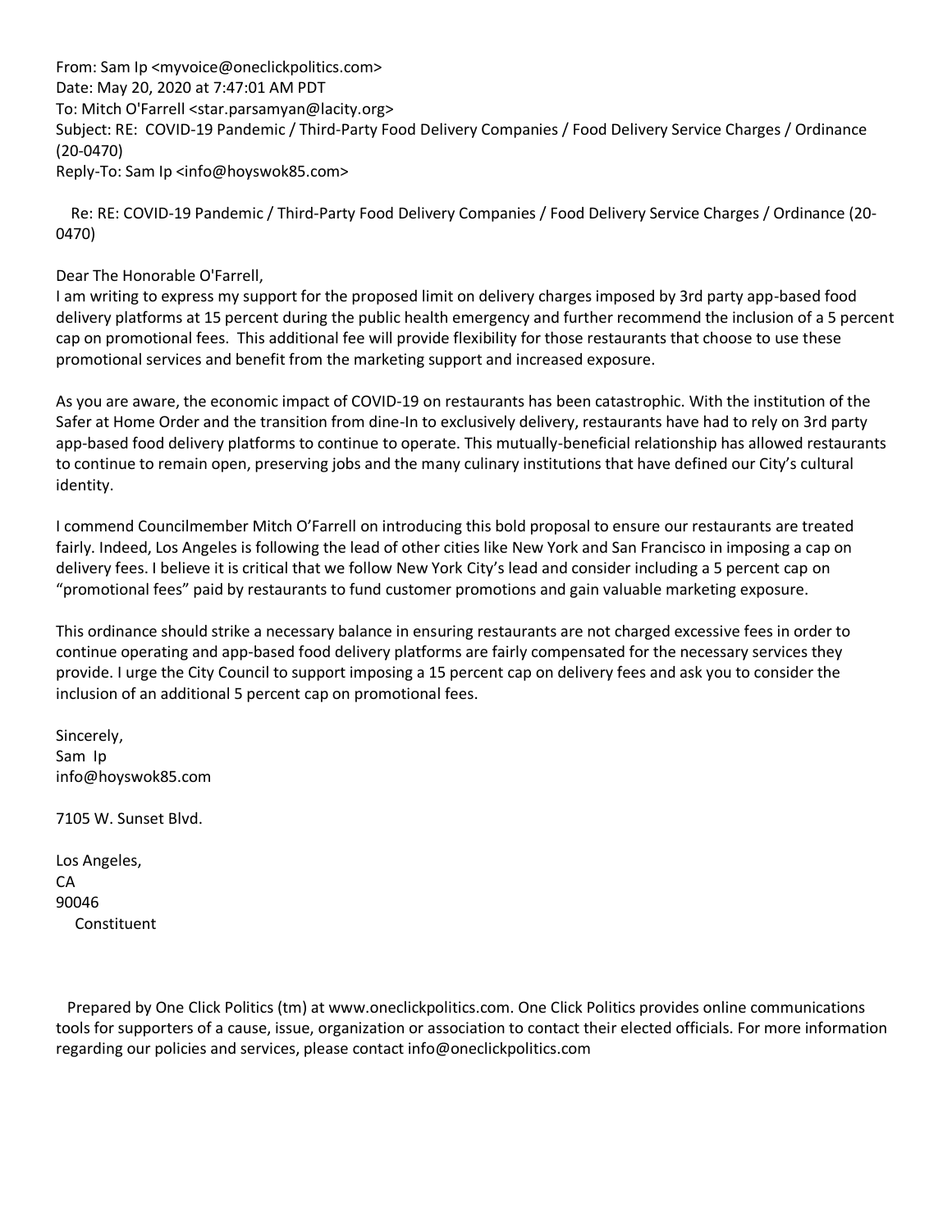From: Sam Ip <myvoice@oneclickpolitics.com>
Date: May 20, 2020 at 7:47:01 AM PDT
To: Mitch O'Farrell <star.parsamyan@lacity.org>
Subject: RE: COVID-19 Pandemic / Third-Party Food Delivery Companies / Food Delivery Service Charges / Ordinance (20-0470)
Reply-To: Sam Ip <info@hoyswok85.com>

Re: RE: COVID-19 Pandemic / Third-Party Food Delivery Companies / Food Delivery Service Charges / Ordinance (20-0470)

Dear The Honorable O'Farrell,
I am writing to express my support for the proposed limit on delivery charges imposed by 3rd party app-based food delivery platforms at 15 percent during the public health emergency and further recommend the inclusion of a 5 percent cap on promotional fees. This additional fee will provide flexibility for those restaurants that choose to use these promotional services and benefit from the marketing support and increased exposure.

As you are aware, the economic impact of COVID-19 on restaurants has been catastrophic. With the institution of the Safer at Home Order and the transition from dine-In to exclusively delivery, restaurants have had to rely on 3rd party app-based food delivery platforms to continue to operate. This mutually-beneficial relationship has allowed restaurants to continue to remain open, preserving jobs and the many culinary institutions that have defined our City's cultural identity.

I commend Councilmember Mitch O'Farrell on introducing this bold proposal to ensure our restaurants are treated fairly. Indeed, Los Angeles is following the lead of other cities like New York and San Francisco in imposing a cap on delivery fees. I believe it is critical that we follow New York City's lead and consider including a 5 percent cap on "promotional fees" paid by restaurants to fund customer promotions and gain valuable marketing exposure.

This ordinance should strike a necessary balance in ensuring restaurants are not charged excessive fees in order to continue operating and app-based food delivery platforms are fairly compensated for the necessary services they provide. I urge the City Council to support imposing a 15 percent cap on delivery fees and ask you to consider the inclusion of an additional 5 percent cap on promotional fees.

Sincerely,
Sam Ip
info@hoyswok85.com

7105 W. Sunset Blvd.

Los Angeles,
CA
90046
Constituent

Prepared by One Click Politics (tm) at www.oneclickpolitics.com. One Click Politics provides online communications tools for supporters of a cause, issue, organization or association to contact their elected officials. For more information regarding our policies and services, please contact info@oneclickpolitics.com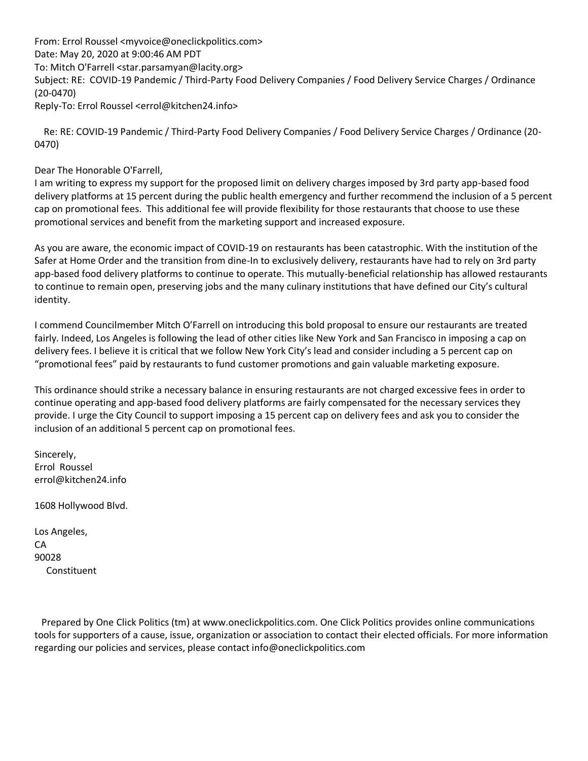From: Errol Roussel <myvoice@oneclickpolitics.com>
Date: May 20, 2020 at 9:00:46 AM PDT
To: Mitch O'Farrell <star.parsamyan@lacity.org>
Subject: RE: COVID-19 Pandemic / Third-Party Food Delivery Companies / Food Delivery Service Charges / Ordinance (20-0470)
Reply-To: Errol Roussel <errol@kitchen24.info>

Re: RE: COVID-19 Pandemic / Third-Party Food Delivery Companies / Food Delivery Service Charges / Ordinance (20-0470)

Dear The Honorable O'Farrell,
I am writing to express my support for the proposed limit on delivery charges imposed by 3rd party app-based food delivery platforms at 15 percent during the public health emergency and further recommend the inclusion of a 5 percent cap on promotional fees. This additional fee will provide flexibility for those restaurants that choose to use these promotional services and benefit from the marketing support and increased exposure.

As you are aware, the economic impact of COVID-19 on restaurants has been catastrophic. With the institution of the Safer at Home Order and the transition from dine-In to exclusively delivery, restaurants have had to rely on 3rd party app-based food delivery platforms to continue to operate. This mutually-beneficial relationship has allowed restaurants to continue to remain open, preserving jobs and the many culinary institutions that have defined our City's cultural identity.

I commend Councilmember Mitch O'Farrell on introducing this bold proposal to ensure our restaurants are treated fairly. Indeed, Los Angeles is following the lead of other cities like New York and San Francisco in imposing a cap on delivery fees. I believe it is critical that we follow New York City's lead and consider including a 5 percent cap on "promotional fees" paid by restaurants to fund customer promotions and gain valuable marketing exposure.

This ordinance should strike a necessary balance in ensuring restaurants are not charged excessive fees in order to continue operating and app-based food delivery platforms are fairly compensated for the necessary services they provide. I urge the City Council to support imposing a 15 percent cap on delivery fees and ask you to consider the inclusion of an additional 5 percent cap on promotional fees.

Sincerely,
Errol Roussel
errol@kitchen24.info

1608 Hollywood Blvd.

Los Angeles,
CA
90028
Constituent

Prepared by One Click Politics (tm) at www.oneclickpolitics.com. One Click Politics provides online communications tools for supporters of a cause, issue, organization or association to contact their elected officials. For more information regarding our policies and services, please contact info@oneclickpolitics.com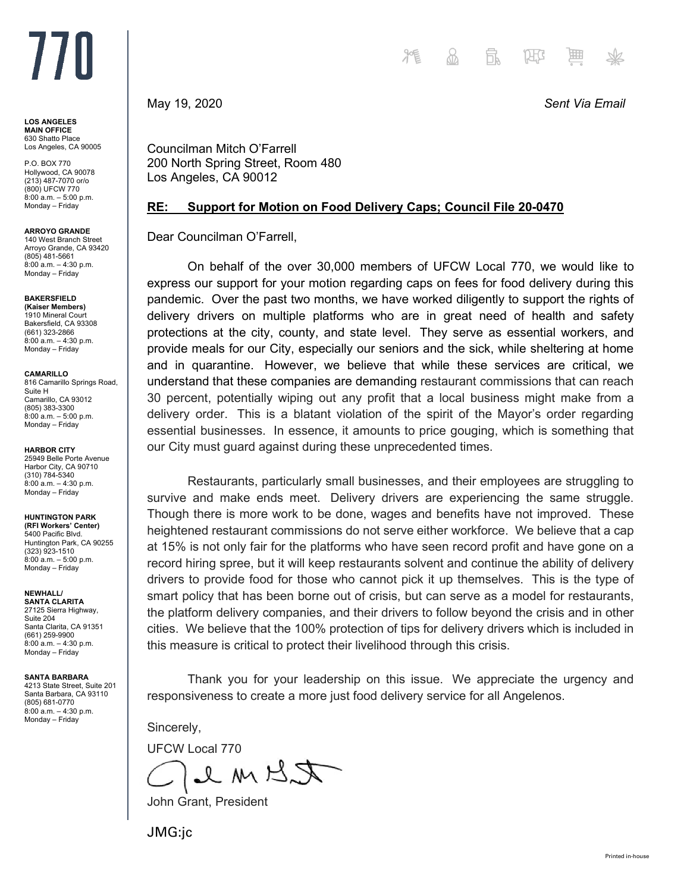# 770

**LOS ANGELES**
**MAIN OFFICE**
630 Shatto Place
Los Angeles, CA 90005

P.O. BOX 770
Hollywood, CA 90078
(213) 487-7070 or/o
(800) UFCW 770
8:00 a.m. – 5:00 p.m.
Monday – Friday

**ARROYO GRANDE**
140 West Branch Street
Arroyo Grande, CA 93420
(805) 481-5661
8:00 a.m. – 4:30 p.m.
Monday – Friday

**BAKERSFIELD**
**(Kaiser Members)**
1910 Mineral Court
Bakersfield, CA 93308
(661) 323-2866
8:00 a.m. – 4:30 p.m.
Monday – Friday

**CAMARILLO**
816 Camarillo Springs Road,
Suite H
Camarillo, CA 93012
(805) 383-3300
8:00 a.m. – 5:00 p.m.
Monday – Friday

**HARBOR CITY**
25949 Belle Porte Avenue
Harbor City, CA 90710
(310) 784-5340
8:00 a.m. – 4:30 p.m.
Monday – Friday

**HUNTINGTON PARK**
**(RFI Workers' Center)**
5400 Pacific Blvd.
Huntington Park, CA 90255
(323) 923-1510
8:00 a.m. – 5:00 p.m.
Monday – Friday

**NEWHALL/**
**SANTA CLARITA**
27125 Sierra Highway,
Suite 204
Santa Clarita, CA 91351
(661) 259-9900
8:00 a.m. – 4:30 p.m.
Monday – Friday

**SANTA BARBARA**
4213 State Street, Suite 201
Santa Barbara, CA 93110
(805) 681-0770
8:00 a.m. – 4:30 p.m.
Monday – Friday

May 19, 2020 *Sent Via Email*

Councilman Mitch O'Farrell
200 North Spring Street, Room 480
Los Angeles, CA 90012

**RE: Support for Motion on Food Delivery Caps; Council File 20-0470**

Dear Councilman O'Farrell,

On behalf of the over 30,000 members of UFCW Local 770, we would like to express our support for your motion regarding caps on fees for food delivery during this pandemic. Over the past two months, we have worked diligently to support the rights of delivery drivers on multiple platforms who are in great need of health and safety protections at the city, county, and state level. They serve as essential workers, and provide meals for our City, especially our seniors and the sick, while sheltering at home and in quarantine. However, we believe that while these services are critical, we understand that these companies are demanding restaurant commissions that can reach 30 percent, potentially wiping out any profit that a local business might make from a delivery order. This is a blatant violation of the spirit of the Mayor's order regarding essential businesses. In essence, it amounts to price gouging, which is something that our City must guard against during these unprecedented times.

Restaurants, particularly small businesses, and their employees are struggling to survive and make ends meet. Delivery drivers are experiencing the same struggle. Though there is more work to be done, wages and benefits have not improved. These heightened restaurant commissions do not serve either workforce. We believe that a cap at 15% is not only fair for the platforms who have seen record profit and have gone on a record hiring spree, but it will keep restaurants solvent and continue the ability of delivery drivers to provide food for those who cannot pick it up themselves. This is the type of smart policy that has been borne out of crisis, but can serve as a model for restaurants, the platform delivery companies, and their drivers to follow beyond the crisis and in other cities. We believe that the 100% protection of tips for delivery drivers which is included in this measure is critical to protect their livelihood through this crisis.

Thank you for your leadership on this issue. We appreciate the urgency and responsiveness to create a more just food delivery service for all Angelenos.

Sincerely,

UFCW Local 770

John Grant, President

JMG:jc

Printed in-house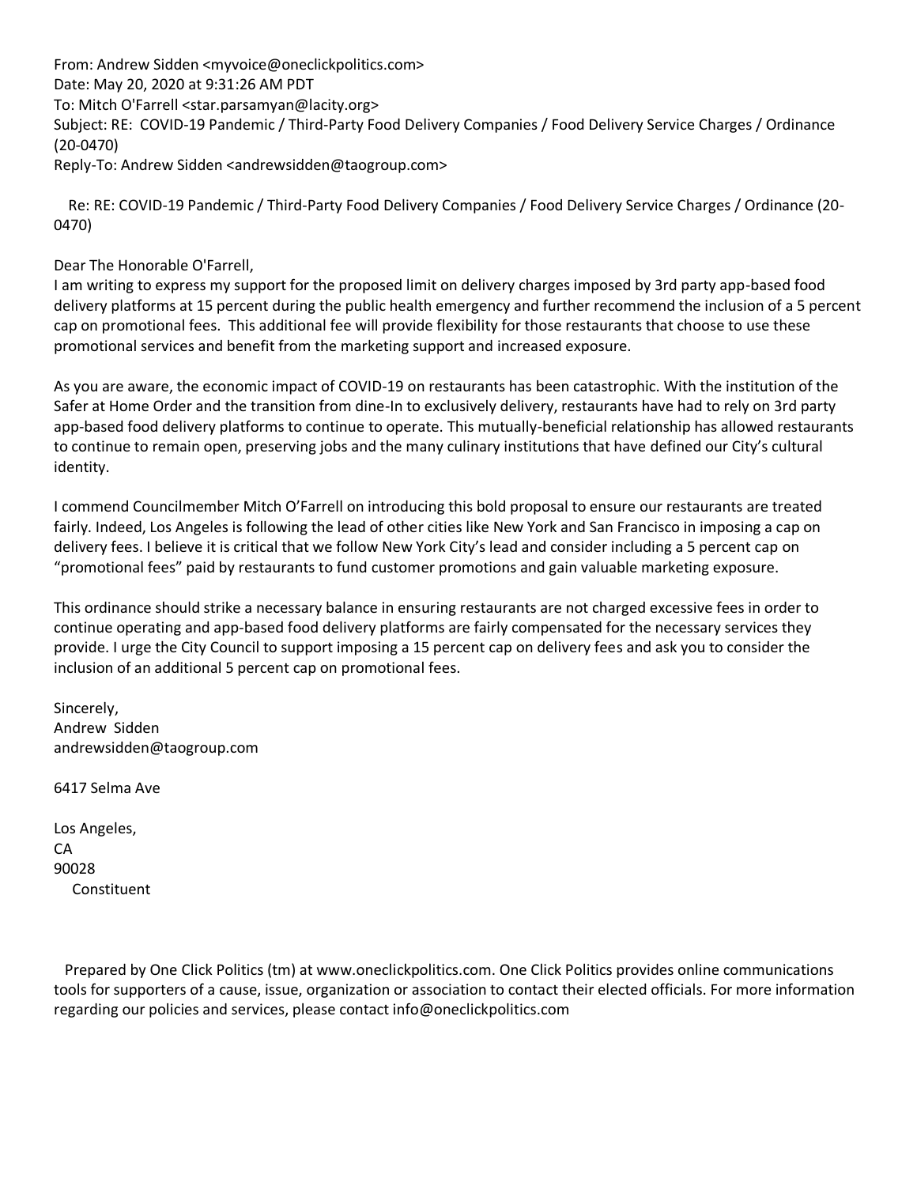From: Andrew Sidden <myvoice@oneclickpolitics.com>
Date: May 20, 2020 at 9:31:26 AM PDT
To: Mitch O'Farrell <star.parsamyan@lacity.org>
Subject: RE: COVID-19 Pandemic / Third-Party Food Delivery Companies / Food Delivery Service Charges / Ordinance (20-0470)
Reply-To: Andrew Sidden <andrewsidden@taogroup.com>

Re: RE: COVID-19 Pandemic / Third-Party Food Delivery Companies / Food Delivery Service Charges / Ordinance (20-0470)

Dear The Honorable O'Farrell,
I am writing to express my support for the proposed limit on delivery charges imposed by 3rd party app-based food delivery platforms at 15 percent during the public health emergency and further recommend the inclusion of a 5 percent cap on promotional fees. This additional fee will provide flexibility for those restaurants that choose to use these promotional services and benefit from the marketing support and increased exposure.

As you are aware, the economic impact of COVID-19 on restaurants has been catastrophic. With the institution of the Safer at Home Order and the transition from dine-In to exclusively delivery, restaurants have had to rely on 3rd party app-based food delivery platforms to continue to operate. This mutually-beneficial relationship has allowed restaurants to continue to remain open, preserving jobs and the many culinary institutions that have defined our City's cultural identity.

I commend Councilmember Mitch O'Farrell on introducing this bold proposal to ensure our restaurants are treated fairly. Indeed, Los Angeles is following the lead of other cities like New York and San Francisco in imposing a cap on delivery fees. I believe it is critical that we follow New York City's lead and consider including a 5 percent cap on "promotional fees" paid by restaurants to fund customer promotions and gain valuable marketing exposure.

This ordinance should strike a necessary balance in ensuring restaurants are not charged excessive fees in order to continue operating and app-based food delivery platforms are fairly compensated for the necessary services they provide. I urge the City Council to support imposing a 15 percent cap on delivery fees and ask you to consider the inclusion of an additional 5 percent cap on promotional fees.

Sincerely,
Andrew Sidden
andrewsidden@taogroup.com

6417 Selma Ave

Los Angeles,
CA
90028
Constituent

Prepared by One Click Politics (tm) at www.oneclickpolitics.com. One Click Politics provides online communications tools for supporters of a cause, issue, organization or association to contact their elected officials. For more information regarding our policies and services, please contact info@oneclickpolitics.com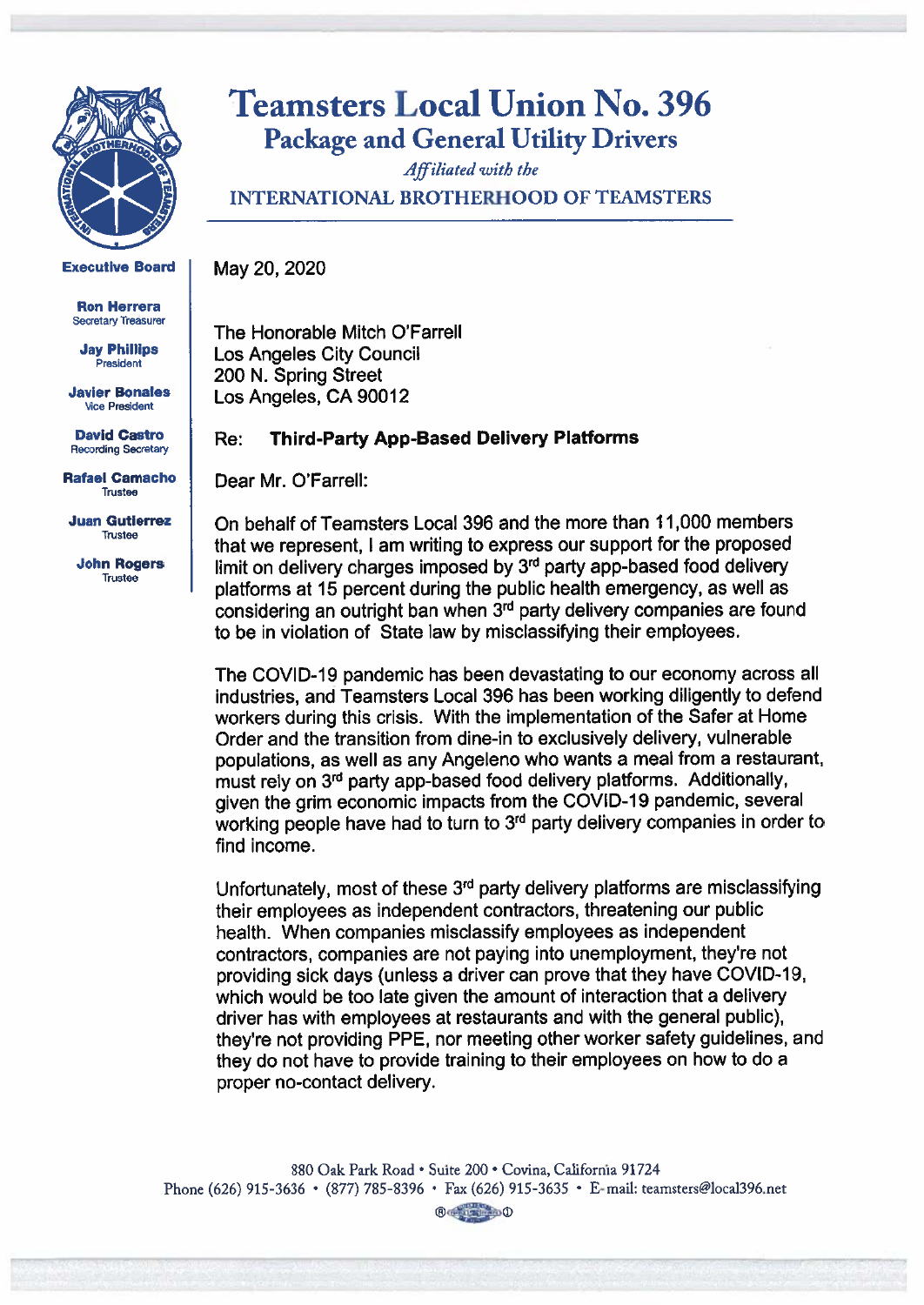# Teamsters Local Union No. 396

## Package and General Utility Drivers

*Affiliated with the*

INTERNATIONAL BROTHERHOOD OF TEAMSTERS

**Executive Board**

**Ron Herrera**
Secretary Treasurer

**Jay Phillips**
President

**Javier Bonales**
Vice President

**David Castro**
Recording Secretary

**Rafael Camacho**
Trustee

**Juan Gutierrez**
Trustee

**John Rogers**
Trustee

May 20, 2020

The Honorable Mitch O'Farrell
Los Angeles City Council
200 N. Spring Street
Los Angeles, CA 90012

Re: **Third-Party App-Based Delivery Platforms**

Dear Mr. O'Farrell:

On behalf of Teamsters Local 396 and the more than 11,000 members that we represent, I am writing to express our support for the proposed limit on delivery charges imposed by 3rd party app-based food delivery platforms at 15 percent during the public health emergency, as well as considering an outright ban when 3rd party delivery companies are found to be in violation of State law by misclassifying their employees.

The COVID-19 pandemic has been devastating to our economy across all industries, and Teamsters Local 396 has been working diligently to defend workers during this crisis. With the implementation of the Safer at Home Order and the transition from dine-in to exclusively delivery, vulnerable populations, as well as any Angeleno who wants a meal from a restaurant, must rely on 3rd party app-based food delivery platforms. Additionally, given the grim economic impacts from the COVID-19 pandemic, several working people have had to turn to 3rd party delivery companies in order to find income.

Unfortunately, most of these 3rd party delivery platforms are misclassifying their employees as independent contractors, threatening our public health. When companies misclassify employees as independent contractors, companies are not paying into unemployment, they're not providing sick days (unless a driver can prove that they have COVID-19, which would be too late given the amount of interaction that a delivery driver has with employees at restaurants and with the general public), they're not providing PPE, nor meeting other worker safety guidelines, and they do not have to provide training to their employees on how to do a proper no-contact delivery.

880 Oak Park Road • Suite 200 • Covina, California 91724
Phone (626) 915-3636 • (877) 785-8396 • Fax (626) 915-3635 • E-mail: teamsters@local396.net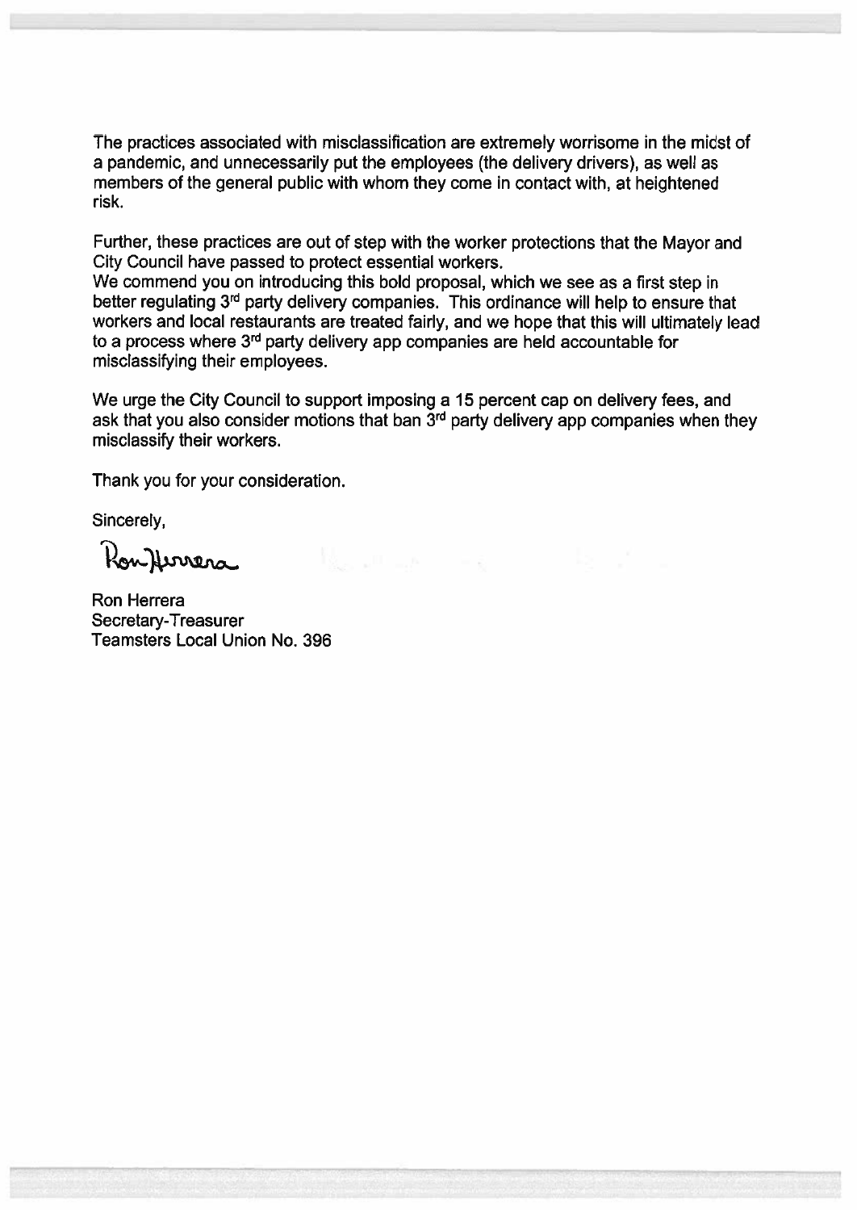The practices associated with misclassification are extremely worrisome in the midst of a pandemic, and unnecessarily put the employees (the delivery drivers), as well as members of the general public with whom they come in contact with, at heightened risk.

Further, these practices are out of step with the worker protections that the Mayor and City Council have passed to protect essential workers.
We commend you on introducing this bold proposal, which we see as a first step in better regulating 3rd party delivery companies. This ordinance will help to ensure that workers and local restaurants are treated fairly, and we hope that this will ultimately lead to a process where 3rd party delivery app companies are held accountable for misclassifying their employees.

We urge the City Council to support imposing a 15 percent cap on delivery fees, and ask that you also consider motions that ban 3rd party delivery app companies when they misclassify their workers.

Thank you for your consideration.

Sincerely,

Ron Herrera

Ron Herrera
Secretary-Treasurer
Teamsters Local Union No. 396